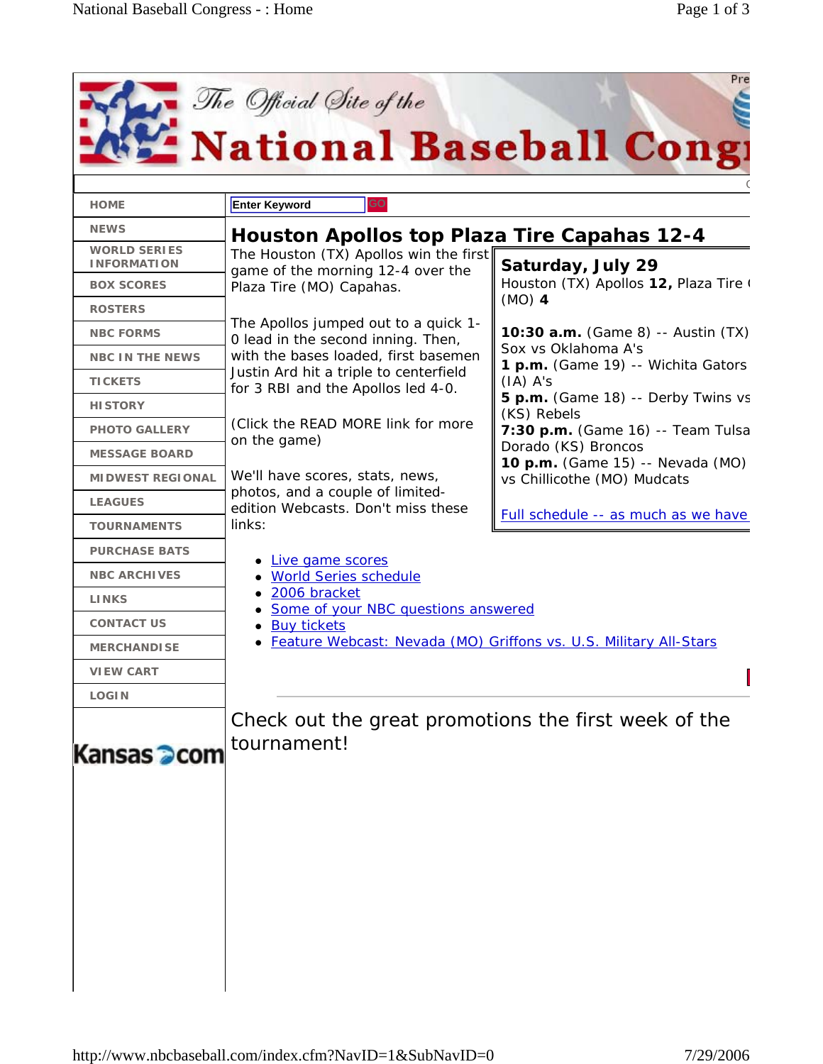# The Official Site of the National Baseball Cong

- HOME
- NEWS
- WORLD SERIES INFORMATION
- BOX SCORES
- ROSTERS
- NBC FORMS
- NBC IN THE NEWS
- TICKETS
- HISTORY
- PHOTO GALLERY
- MESSAGE BOARD
- MIDWEST REGIONAL
- LEAGUES
- TOURNAMENTS
- PURCHASE BATS
- NBC ARCHIVES
- LINKS
- CONTACT US
- MERCHANDISE
- VIEW CART
- LOGIN

Kansas.com

Enter Keyword GO

## Houston Apollos top Plaza Tire Capahas 12-4

The Houston (TX) Apollos win the first game of the morning 12-4 over the Plaza Tire (MO) Capahas.

The Apollos jumped out to a quick 1-0 lead in the second inning. Then, with the bases loaded, first basemen Justin Ard hit a triple to centerfield for 3 RBI and the Apollos led 4-0.

(Click the READ MORE link for more on the game)

We'll have scores, stats, news, photos, and a couple of limited-edition Webcasts. Don't miss these links:

### Saturday, July 29

Houston (TX) Apollos **12,** Plaza Tire (MO) **4**

**10:30 a.m.** (Game 8) -- Austin (TX) Sox vs Oklahoma A's
**1 p.m.** (Game 19) -- Wichita Gators (IA) A's
**5 p.m.** (Game 18) -- Derby Twins vs (KS) Rebels
**7:30 p.m.** (Game 16) -- Team Tulsa Dorado (KS) Broncos
**10 p.m.** (Game 15) -- Nevada (MO) vs Chillicothe (MO) Mudcats

Full schedule -- as much as we have

- Live game scores
- World Series schedule
- 2006 bracket
- Some of your NBC questions answered
- Buy tickets
- Feature Webcast: Nevada (MO) Griffons vs. U.S. Military All-Stars

Check out the great promotions the first week of the tournament!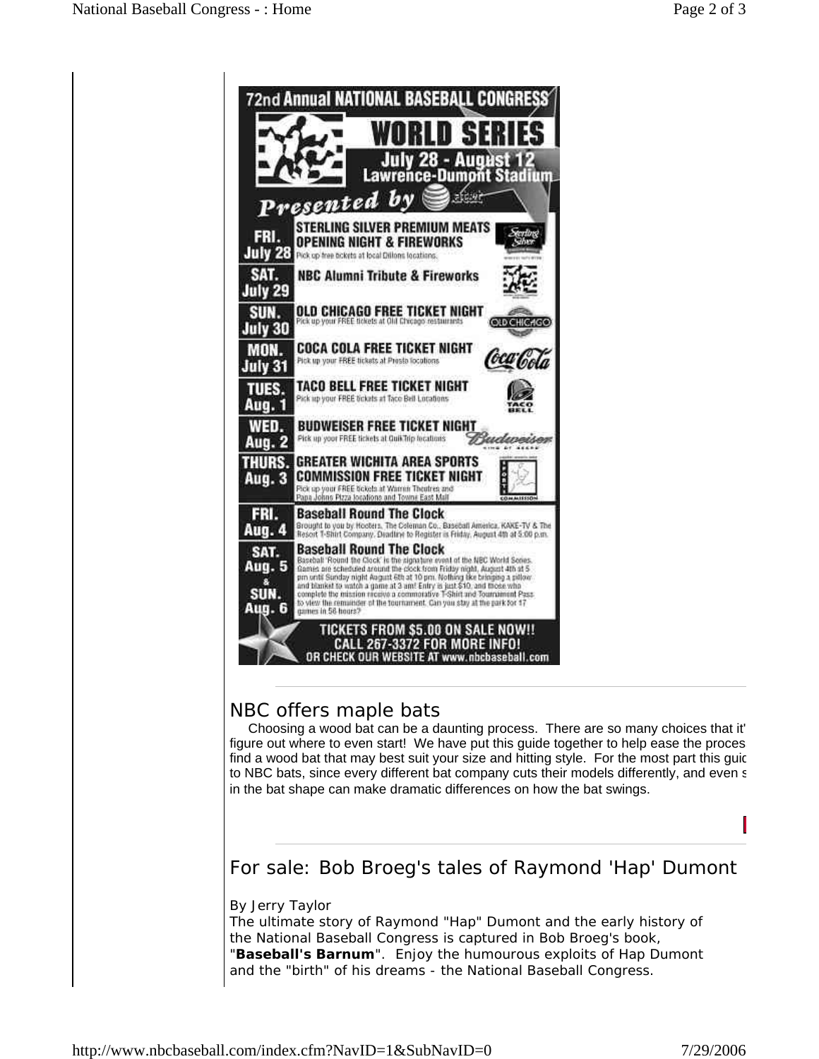# 72nd Annual NATIONAL BASEBALL CONGRESS

## WORLD SERIES

**July 28 - August 12**
**Lawrence-Dumont Stadium**

*Presented by* at&t

| | |
|---|---|
| **FRI. July 28** | **STERLING SILVER PREMIUM MEATS OPENING NIGHT & FIREWORKS** Pick up free tickets at local Dillons locations. |
| **SAT. July 29** | **NBC Alumni Tribute & Fireworks** |
| **SUN. July 30** | **OLD CHICAGO FREE TICKET NIGHT** Pick up your FREE tickets at Old Chicago restaurants |
| **MON. July 31** | **COCA COLA FREE TICKET NIGHT** Pick up your FREE tickets at Presto locations |
| **TUES. Aug. 1** | **TACO BELL FREE TICKET NIGHT** Pick up your FREE tickets at Taco Bell Locations |
| **WED. Aug. 2** | **BUDWEISER FREE TICKET NIGHT** Pick up your FREE tickets at QuikTrip locations |
| **THURS. Aug. 3** | **GREATER WICHITA AREA SPORTS COMMISSION FREE TICKET NIGHT** Pick up your FREE tickets at Warren Theatres and Papa Johns Pizza locations and Towne East Mall |
| **FRI. Aug. 4** | **Baseball Round The Clock** Brought to you by Hooters, The Coleman Co., Baseball America, KAKE-TV & The Resort T-Shirt Company. Deadline to Register is Friday, August 4th at 5:00 p.m. |
| **SAT. Aug. 5 & SUN. Aug. 6** | **Baseball Round The Clock** Baseball 'Round the Clock' is the signature event of the NBC World Series. Games are scheduled around the clock from Friday night, August 4th at 5 pm until Sunday night August 6th at 10 pm. Nothing like bringing a pillow and blanket to watch a game at 3 am! Entry is just $10, and those who complete the mission receive a commorative T-Shirt and Tournament Pass to view the remainder of the tournament. Can you stay at the park for 17 games in 58 hours? |

**TICKETS FROM $5.00 ON SALE NOW!!**
**CALL 267-3372 FOR MORE INFO!**
**OR CHECK OUR WEBSITE AT www.nbcbaseball.com**

---

## NBC offers maple bats

Choosing a wood bat can be a daunting process. There are so many choices that it' figure out where to even start! We have put this guide together to help ease the proces find a wood bat that may best suit your size and hitting style. For the most part this guic to NBC bats, since every different bat company cuts their models differently, and even s in the bat shape can make dramatic differences on how the bat swings.

---

## For sale: Bob Broeg's tales of Raymond 'Hap' Dumont

By Jerry Taylor

The ultimate story of Raymond "Hap" Dumont and the early history of the National Baseball Congress is captured in Bob Broeg's book, "**Baseball's Barnum**". Enjoy the humourous exploits of Hap Dumont and the "birth" of his dreams - the National Baseball Congress.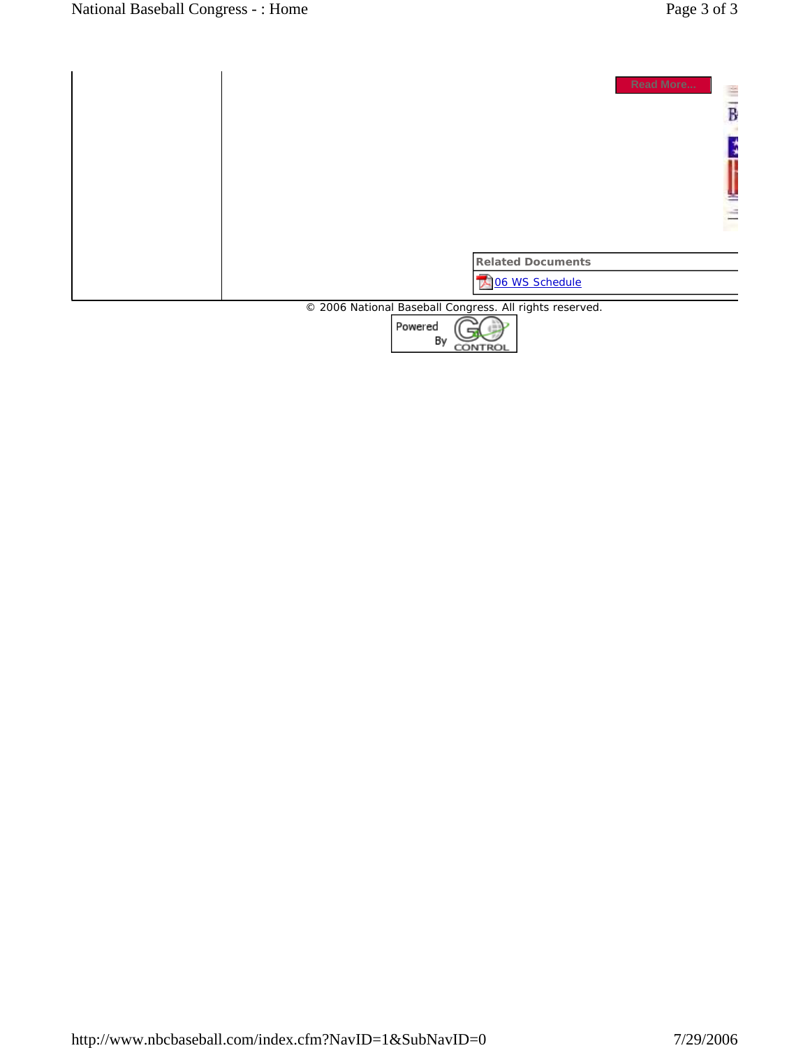Read More...

**Related Documents**

06 WS Schedule

© 2006 National Baseball Congress. All rights reserved.

Powered By GO CONTROL